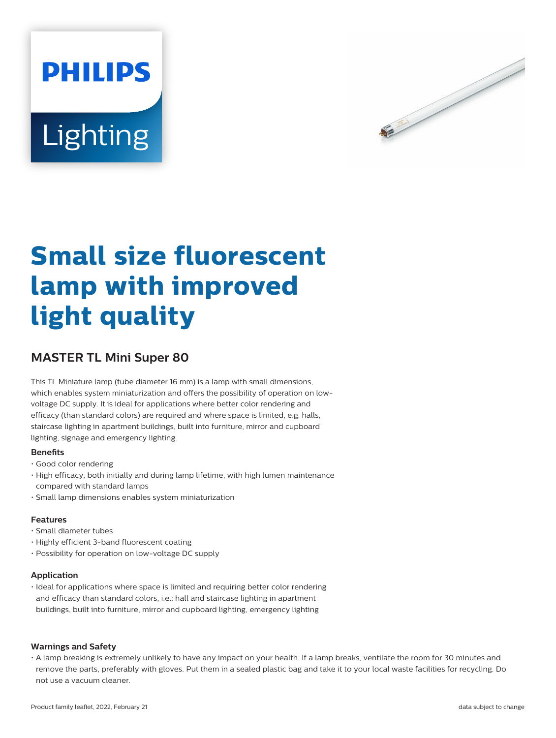PHILIPS

Lighting

# Small size fluorescent lamp with improved light quality

## MASTER TL Mini Super 80

This TL Miniature lamp (tube diameter 16 mm) is a lamp with small dimensions, which enables system miniaturization and offers the possibility of operation on low-voltage DC supply. It is ideal for applications where better color rendering and efficacy (than standard colors) are required and where space is limited, e.g. halls, staircase lighting in apartment buildings, built into furniture, mirror and cupboard lighting, signage and emergency lighting.

### Benefits

- Good color rendering
- High efficacy, both initially and during lamp lifetime, with high lumen maintenance compared with standard lamps
- Small lamp dimensions enables system miniaturization

### Features

- Small diameter tubes
- Highly efficient 3-band fluorescent coating
- Possibility for operation on low-voltage DC supply

### Application

- Ideal for applications where space is limited and requiring better color rendering and efficacy than standard colors, i.e.: hall and staircase lighting in apartment buildings, built into furniture, mirror and cupboard lighting, emergency lighting

### Warnings and Safety

- A lamp breaking is extremely unlikely to have any impact on your health. If a lamp breaks, ventilate the room for 30 minutes and remove the parts, preferably with gloves. Put them in a sealed plastic bag and take it to your local waste facilities for recycling. Do not use a vacuum cleaner.

Product family leaflet, 2022, February 21 data subject to change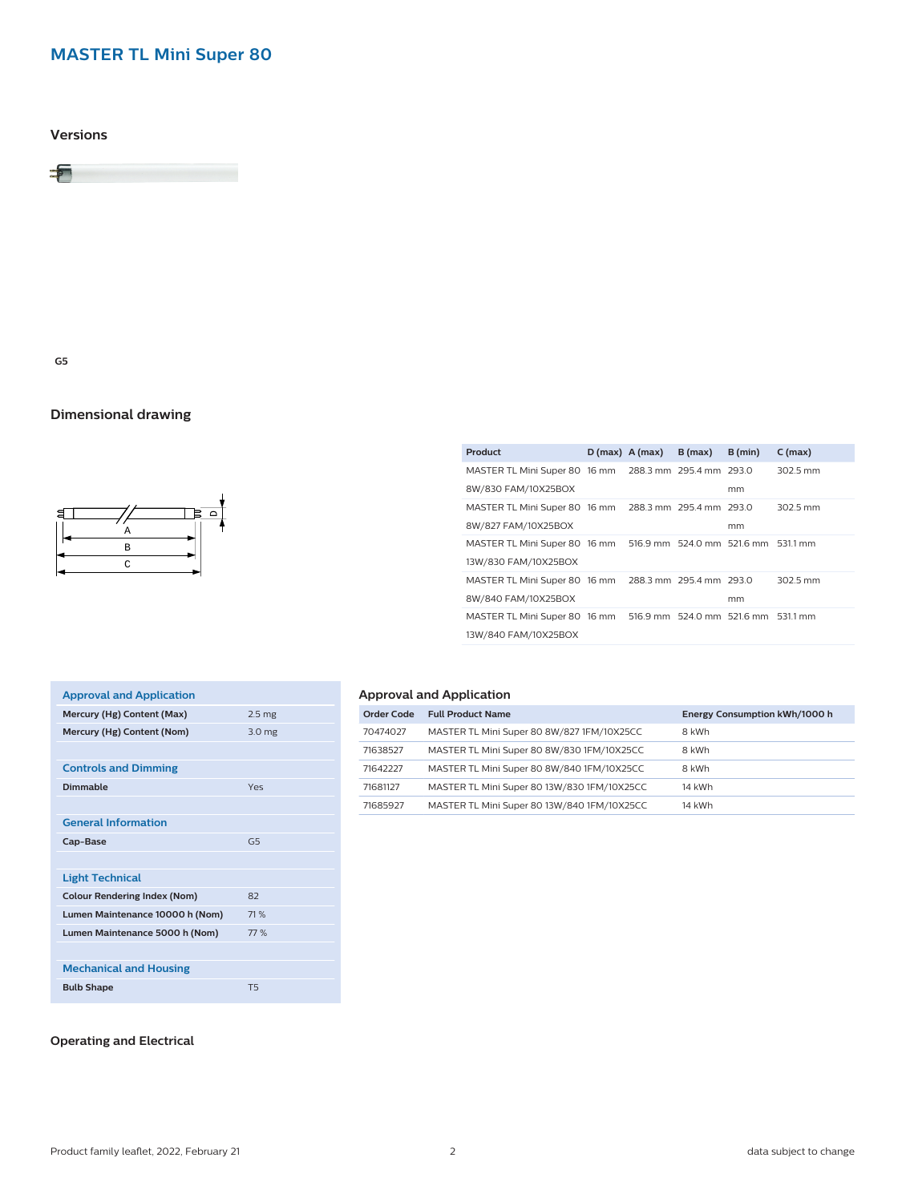# MASTER TL Mini Super 80

## Versions

G5

## Dimensional drawing

| Product | D (max) | A (max) | B (max) | B (min) | C (max) |
|---|---|---|---|---|---|
| MASTER TL Mini Super 80 8W/830 FAM/10X25BOX | 16 mm | 288.3 mm | 295.4 mm | 293.0 mm | 302.5 mm |
| MASTER TL Mini Super 80 8W/827 FAM/10X25BOX | 16 mm | 288.3 mm | 295.4 mm | 293.0 mm | 302.5 mm |
| MASTER TL Mini Super 80 13W/830 FAM/10X25BOX | 16 mm | 516.9 mm | 524.0 mm | 521.6 mm | 531.1 mm |
| MASTER TL Mini Super 80 8W/840 FAM/10X25BOX | 16 mm | 288.3 mm | 295.4 mm | 293.0 mm | 302.5 mm |
| MASTER TL Mini Super 80 13W/840 FAM/10X25BOX | 16 mm | 516.9 mm | 524.0 mm | 521.6 mm | 531.1 mm |

| Approval and Application | |
|---|---|
| **Mercury (Hg) Content (Max)** | 2.5 mg |
| **Mercury (Hg) Content (Nom)** | 3.0 mg |
| **Controls and Dimming** | |
| **Dimmable** | Yes |
| **General Information** | |
| **Cap-Base** | G5 |
| **Light Technical** | |
| **Colour Rendering Index (Nom)** | 82 |
| **Lumen Maintenance 10000 h (Nom)** | 71 % |
| **Lumen Maintenance 5000 h (Nom)** | 77 % |
| **Mechanical and Housing** | |
| **Bulb Shape** | T5 |

## Approval and Application

| Order Code | Full Product Name | Energy Consumption kWh/1000 h |
|---|---|---|
| 70474027 | MASTER TL Mini Super 80 8W/827 1FM/10X25CC | 8 kWh |
| 71638527 | MASTER TL Mini Super 80 8W/830 1FM/10X25CC | 8 kWh |
| 71642227 | MASTER TL Mini Super 80 8W/840 1FM/10X25CC | 8 kWh |
| 71681127 | MASTER TL Mini Super 80 13W/830 1FM/10X25CC | 14 kWh |
| 71685927 | MASTER TL Mini Super 80 13W/840 1FM/10X25CC | 14 kWh |

## Operating and Electrical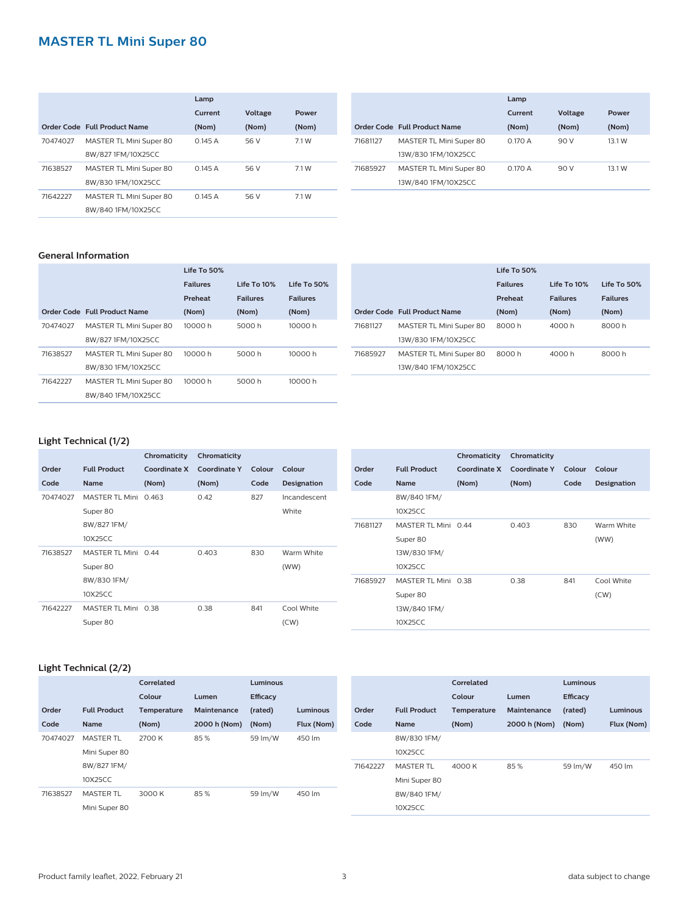## MASTER TL Mini Super 80

| Order Code | Full Product Name | Lamp Current (Nom) | Voltage (Nom) | Power (Nom) |
|---|---|---|---|---|
| 70474027 | MASTER TL Mini Super 80 8W/827 1FM/10X25CC | 0.145 A | 56 V | 7.1 W |
| 71638527 | MASTER TL Mini Super 80 8W/830 1FM/10X25CC | 0.145 A | 56 V | 7.1 W |
| 71642227 | MASTER TL Mini Super 80 8W/840 1FM/10X25CC | 0.145 A | 56 V | 7.1 W |
| 71681127 | MASTER TL Mini Super 80 13W/830 1FM/10X25CC | 0.170 A | 90 V | 13.1 W |
| 71685927 | MASTER TL Mini Super 80 13W/840 1FM/10X25CC | 0.170 A | 90 V | 13.1 W |

### General Information

| Order Code | Full Product Name | Life To 50% Failures Preheat (Nom) | Life To 10% Failures (Nom) | Life To 50% Failures (Nom) |
|---|---|---|---|---|
| 70474027 | MASTER TL Mini Super 80 8W/827 1FM/10X25CC | 10000 h | 5000 h | 10000 h |
| 71638527 | MASTER TL Mini Super 80 8W/830 1FM/10X25CC | 10000 h | 5000 h | 10000 h |
| 71642227 | MASTER TL Mini Super 80 8W/840 1FM/10X25CC | 10000 h | 5000 h | 10000 h |
| 71681127 | MASTER TL Mini Super 80 13W/830 1FM/10X25CC | 8000 h | 4000 h | 8000 h |
| 71685927 | MASTER TL Mini Super 80 13W/840 1FM/10X25CC | 8000 h | 4000 h | 8000 h |

### Light Technical (1/2)

| Order Code | Full Product Name | Chromaticity Coordinate X (Nom) | Chromaticity Coordinate Y (Nom) | Colour Code | Colour Designation |
|---|---|---|---|---|---|
| 70474027 | MASTER TL Mini Super 80 8W/827 1FM/ 10X25CC | 0.463 | 0.42 | 827 | Incandescent White |
| 71638527 | MASTER TL Mini Super 80 8W/830 1FM/ 10X25CC | 0.44 | 0.403 | 830 | Warm White (WW) |
| 71642227 | MASTER TL Mini Super 80 8W/840 1FM/ 10X25CC | 0.38 | 0.38 | 841 | Cool White (CW) |
| 71681127 | MASTER TL Mini Super 80 13W/830 1FM/ 10X25CC | 0.44 | 0.403 | 830 | Warm White (WW) |
| 71685927 | MASTER TL Mini Super 80 13W/840 1FM/ 10X25CC | 0.38 | 0.38 | 841 | Cool White (CW) |

### Light Technical (2/2)

| Order Code | Full Product Name | Correlated Colour Temperature (Nom) | Lumen Maintenance 2000 h (Nom) | Luminous Efficacy (rated) (Nom) | Luminous Flux (Nom) |
|---|---|---|---|---|---|
| 70474027 | MASTER TL Mini Super 80 8W/827 1FM/ 10X25CC | 2700 K | 85 % | 59 lm/W | 450 lm |
| 71638527 | MASTER TL Mini Super 80 8W/830 1FM/ 10X25CC | 3000 K | 85 % | 59 lm/W | 450 lm |
| 71642227 | MASTER TL Mini Super 80 8W/840 1FM/ 10X25CC | 4000 K | 85 % | 59 lm/W | 450 lm |

Product family leaflet, 2022, February 21

data subject to change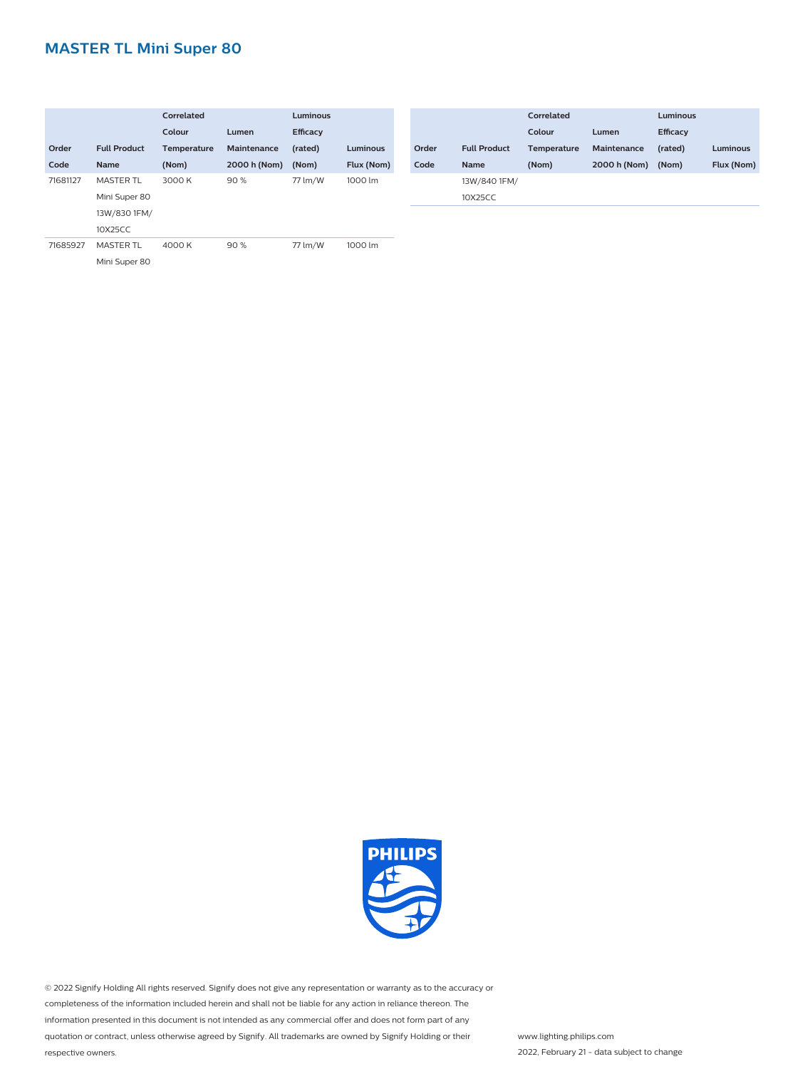## MASTER TL Mini Super 80

| Order Code | Full Product Name | Correlated Colour Temperature (Nom) | Lumen Maintenance 2000 h (Nom) | Luminous Efficacy (rated) (Nom) | Luminous Flux (Nom) |
|---|---|---|---|---|---|
| 71681127 | MASTER TL Mini Super 80 13W/830 1FM/ 10X25CC | 3000 K | 90 % | 77 lm/W | 1000 lm |
| 71685927 | MASTER TL Mini Super 80 13W/840 1FM/ 10X25CC | 4000 K | 90 % | 77 lm/W | 1000 lm |

© 2022 Signify Holding All rights reserved. Signify does not give any representation or warranty as to the accuracy or completeness of the information included herein and shall not be liable for any action in reliance thereon. The information presented in this document is not intended as any commercial offer and does not form part of any quotation or contract, unless otherwise agreed by Signify. All trademarks are owned by Signify Holding or their respective owners.

www.lighting.philips.com

2022, February 21 - data subject to change